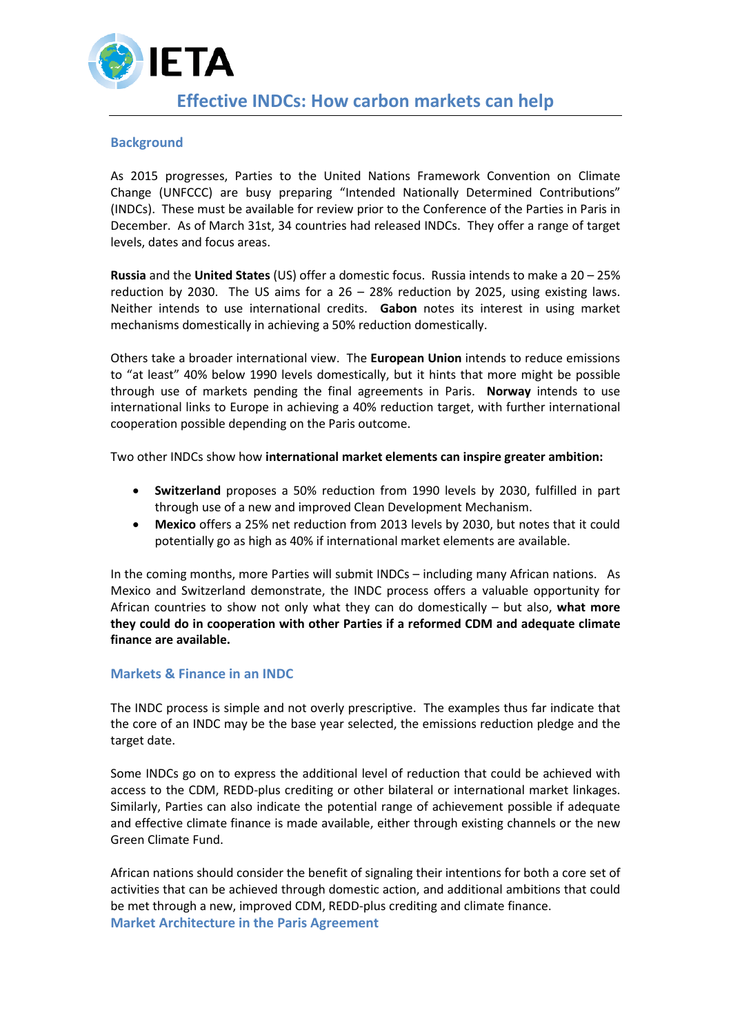IETA

# Effective INDCs: How carbon markets can help

## Background

As 2015 progresses, Parties to the United Nations Framework Convention on Climate Change (UNFCCC) are busy preparing "Intended Nationally Determined Contributions" (INDCs). These must be available for review prior to the Conference of the Parties in Paris in December. As of March 31st, 34 countries had released INDCs. They offer a range of target levels, dates and focus areas.

**Russia** and the **United States** (US) offer a domestic focus. Russia intends to make a 20 – 25% reduction by 2030. The US aims for a 26 – 28% reduction by 2025, using existing laws. Neither intends to use international credits. **Gabon** notes its interest in using market mechanisms domestically in achieving a 50% reduction domestically.

Others take a broader international view. The **European Union** intends to reduce emissions to "at least" 40% below 1990 levels domestically, but it hints that more might be possible through use of markets pending the final agreements in Paris. **Norway** intends to use international links to Europe in achieving a 40% reduction target, with further international cooperation possible depending on the Paris outcome.

Two other INDCs show how **international market elements can inspire greater ambition:**

- **Switzerland** proposes a 50% reduction from 1990 levels by 2030, fulfilled in part through use of a new and improved Clean Development Mechanism.
- **Mexico** offers a 25% net reduction from 2013 levels by 2030, but notes that it could potentially go as high as 40% if international market elements are available.

In the coming months, more Parties will submit INDCs – including many African nations. As Mexico and Switzerland demonstrate, the INDC process offers a valuable opportunity for African countries to show not only what they can do domestically – but also, **what more they could do in cooperation with other Parties if a reformed CDM and adequate climate finance are available.**

## Markets & Finance in an INDC

The INDC process is simple and not overly prescriptive. The examples thus far indicate that the core of an INDC may be the base year selected, the emissions reduction pledge and the target date.

Some INDCs go on to express the additional level of reduction that could be achieved with access to the CDM, REDD-plus crediting or other bilateral or international market linkages. Similarly, Parties can also indicate the potential range of achievement possible if adequate and effective climate finance is made available, either through existing channels or the new Green Climate Fund.

African nations should consider the benefit of signaling their intentions for both a core set of activities that can be achieved through domestic action, and additional ambitions that could be met through a new, improved CDM, REDD-plus crediting and climate finance.

## Market Architecture in the Paris Agreement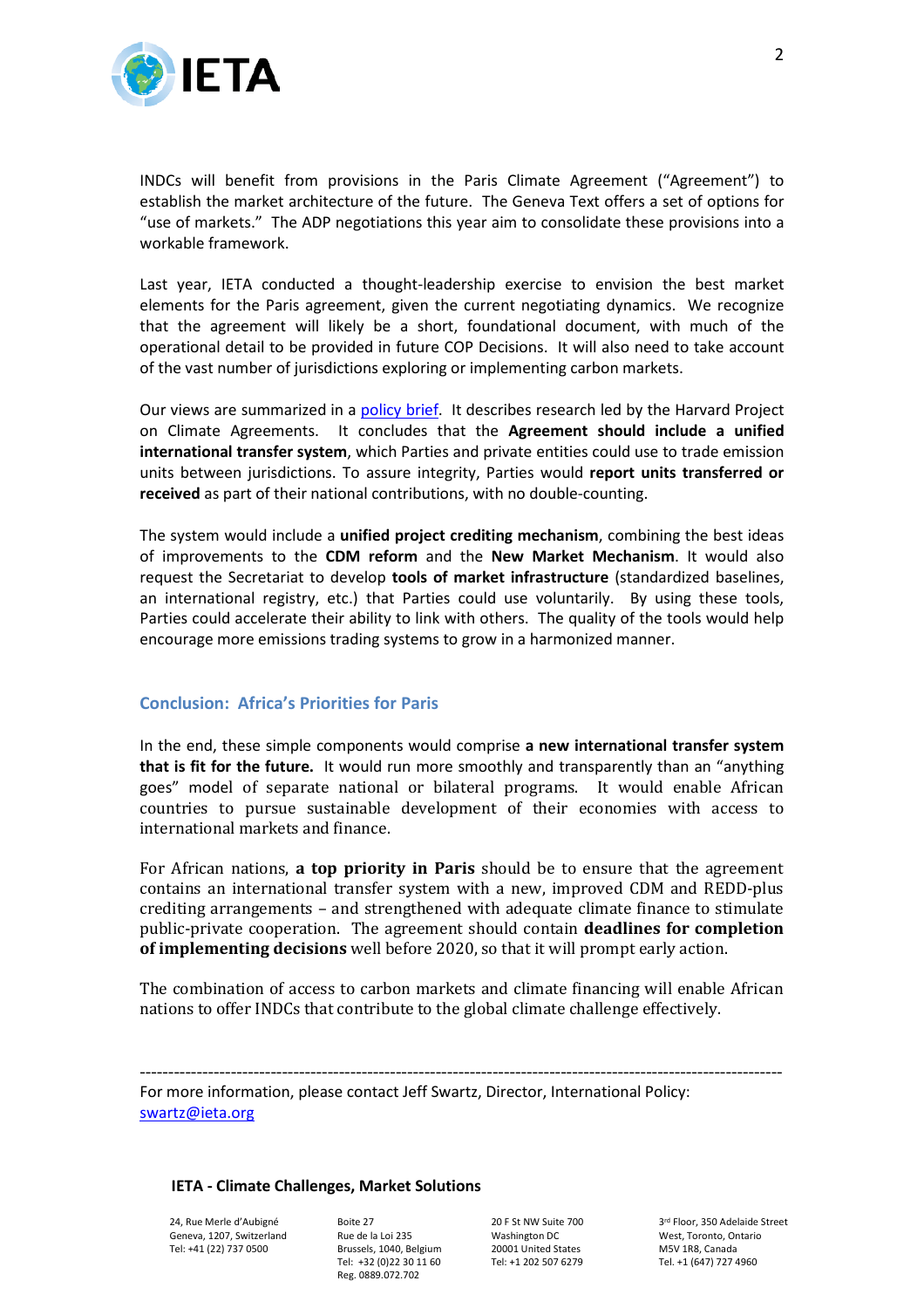INDCs will benefit from provisions in the Paris Climate Agreement ("Agreement") to establish the market architecture of the future. The Geneva Text offers a set of options for "use of markets." The ADP negotiations this year aim to consolidate these provisions into a workable framework.

Last year, IETA conducted a thought-leadership exercise to envision the best market elements for the Paris agreement, given the current negotiating dynamics. We recognize that the agreement will likely be a short, foundational document, with much of the operational detail to be provided in future COP Decisions. It will also need to take account of the vast number of jurisdictions exploring or implementing carbon markets.

Our views are summarized in a policy brief. It describes research led by the Harvard Project on Climate Agreements. It concludes that the **Agreement should include a unified international transfer system**, which Parties and private entities could use to trade emission units between jurisdictions. To assure integrity, Parties would **report units transferred or received** as part of their national contributions, with no double-counting.

The system would include a **unified project crediting mechanism**, combining the best ideas of improvements to the **CDM reform** and the **New Market Mechanism**. It would also request the Secretariat to develop **tools of market infrastructure** (standardized baselines, an international registry, etc.) that Parties could use voluntarily. By using these tools, Parties could accelerate their ability to link with others. The quality of the tools would help encourage more emissions trading systems to grow in a harmonized manner.

## Conclusion: Africa's Priorities for Paris

In the end, these simple components would comprise **a new international transfer system that is fit for the future.** It would run more smoothly and transparently than an "anything goes" model of separate national or bilateral programs. It would enable African countries to pursue sustainable development of their economies with access to international markets and finance.

For African nations, **a top priority in Paris** should be to ensure that the agreement contains an international transfer system with a new, improved CDM and REDD-plus crediting arrangements – and strengthened with adequate climate finance to stimulate public-private cooperation. The agreement should contain **deadlines for completion of implementing decisions** well before 2020, so that it will prompt early action.

The combination of access to carbon markets and climate financing will enable African nations to offer INDCs that contribute to the global climate challenge effectively.

---

For more information, please contact Jeff Swartz, Director, International Policy: swartz@ieta.org

**IETA - Climate Challenges, Market Solutions**

24, Rue Merle d'Aubigné
Geneva, 1207, Switzerland
Tel: +41 (22) 737 0500

Boite 27
Rue de la Loi 235
Brussels, 1040, Belgium
Tel: +32 (0)22 30 11 60
Reg. 0889.072.702

20 F St NW Suite 700
Washington DC
20001 United States
Tel: +1 202 507 6279

3rd Floor, 350 Adelaide Street
West, Toronto, Ontario
M5V 1R8, Canada
Tel. +1 (647) 727 4960